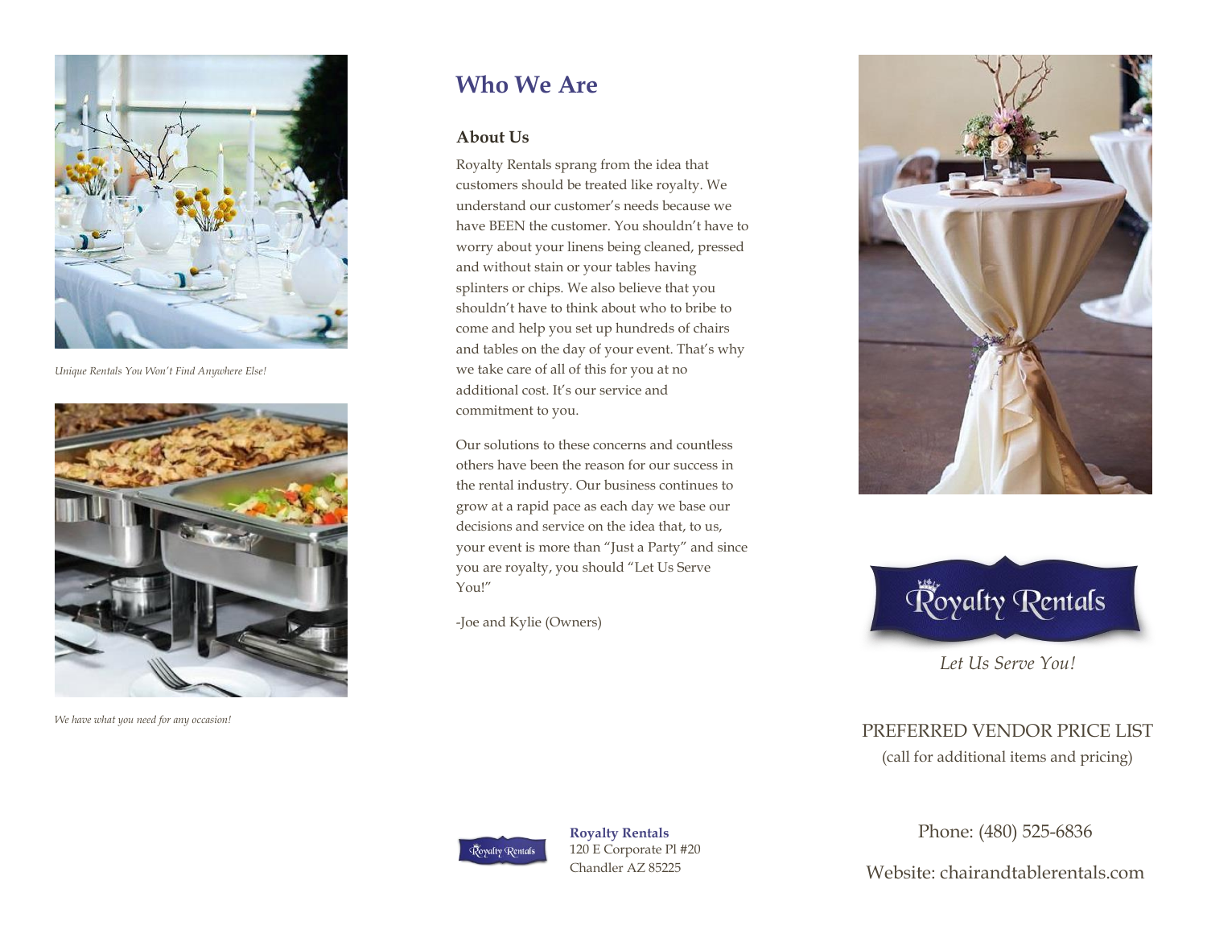*Unique Rentals You Won't Find Anywhere Else!*

*We have what you need for any occasion!*

# Who We Are

### About Us

Royalty Rentals sprang from the idea that customers should be treated like royalty. We understand our customer's needs because we have BEEN the customer. You shouldn't have to worry about your linens being cleaned, pressed and without stain or your tables having splinters or chips. We also believe that you shouldn't have to think about who to bribe to come and help you set up hundreds of chairs and tables on the day of your event. That's why we take care of all of this for you at no additional cost. It's our service and commitment to you.

Our solutions to these concerns and countless others have been the reason for our success in the rental industry. Our business continues to grow at a rapid pace as each day we base our decisions and service on the idea that, to us, your event is more than "Just a Party" and since you are royalty, you should "Let Us Serve You!"

-Joe and Kylie (Owners)

**Royalty Rentals**
120 E Corporate Pl #20
Chandler AZ 85225

Royalty Rentals

*Let Us Serve You!*

PREFERRED VENDOR PRICE LIST

(call for additional items and pricing)

Phone: (480) 525-6836

Website: chairandtablerentals.com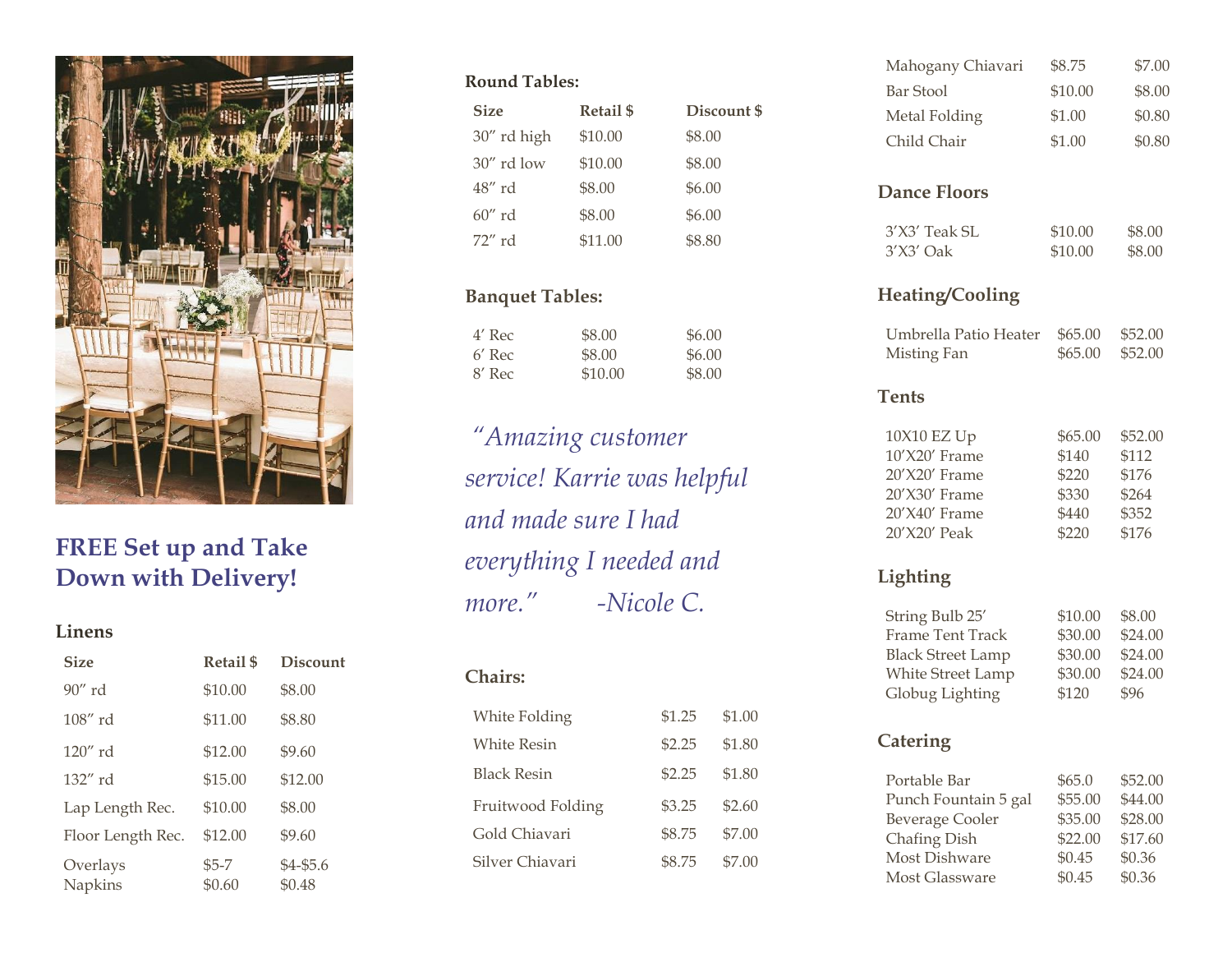## FREE Set up and Take Down with Delivery!

### Linens

| Size | Retail $ | Discount |
|---|---|---|
| 90″ rd | $10.00 | $8.00 |
| 108″ rd | $11.00 | $8.80 |
| 120″ rd | $12.00 | $9.60 |
| 132″ rd | $15.00 | $12.00 |
| Lap Length Rec. | $10.00 | $8.00 |
| Floor Length Rec. | $12.00 | $9.60 |
| Overlays | $5-7 | $4-$5.6 |
| Napkins | $0.60 | $0.48 |

### Round Tables:

| Size | Retail $ | Discount $ |
|---|---|---|
| 30″ rd high | $10.00 | $8.00 |
| 30″ rd low | $10.00 | $8.00 |
| 48″ rd | $8.00 | $6.00 |
| 60″ rd | $8.00 | $6.00 |
| 72″ rd | $11.00 | $8.80 |

### Banquet Tables:

| | | |
|---|---|---|
| 4′ Rec | $8.00 | $6.00 |
| 6′ Rec | $8.00 | $6.00 |
| 8′ Rec | $10.00 | $8.00 |

*"Amazing customer service! Karrie was helpful and made sure I had everything I needed and more."* -Nicole C.

### Chairs:

| | | |
|---|---|---|
| White Folding | $1.25 | $1.00 |
| White Resin | $2.25 | $1.80 |
| Black Resin | $2.25 | $1.80 |
| Fruitwood Folding | $3.25 | $2.60 |
| Gold Chiavari | $8.75 | $7.00 |
| Silver Chiavari | $8.75 | $7.00 |
| Mahogany Chiavari | $8.75 | $7.00 |
| Bar Stool | $10.00 | $8.00 |
| Metal Folding | $1.00 | $0.80 |
| Child Chair | $1.00 | $0.80 |

### Dance Floors

| | | |
|---|---|---|
| 3′X3′ Teak SL | $10.00 | $8.00 |
| 3′X3′ Oak | $10.00 | $8.00 |

### Heating/Cooling

| | | |
|---|---|---|
| Umbrella Patio Heater | $65.00 | $52.00 |
| Misting Fan | $65.00 | $52.00 |

### Tents

| | | |
|---|---|---|
| 10X10 EZ Up | $65.00 | $52.00 |
| 10′X20′ Frame | $140 | $112 |
| 20′X20′ Frame | $220 | $176 |
| 20′X30′ Frame | $330 | $264 |
| 20′X40′ Frame | $440 | $352 |
| 20′X20′ Peak | $220 | $176 |

### Lighting

| | | |
|---|---|---|
| String Bulb 25′ | $10.00 | $8.00 |
| Frame Tent Track | $30.00 | $24.00 |
| Black Street Lamp | $30.00 | $24.00 |
| White Street Lamp | $30.00 | $24.00 |
| Globug Lighting | $120 | $96 |

### Catering

| | | |
|---|---|---|
| Portable Bar | $65.0 | $52.00 |
| Punch Fountain 5 gal | $55.00 | $44.00 |
| Beverage Cooler | $35.00 | $28.00 |
| Chafing Dish | $22.00 | $17.60 |
| Most Dishware | $0.45 | $0.36 |
| Most Glassware | $0.45 | $0.36 |